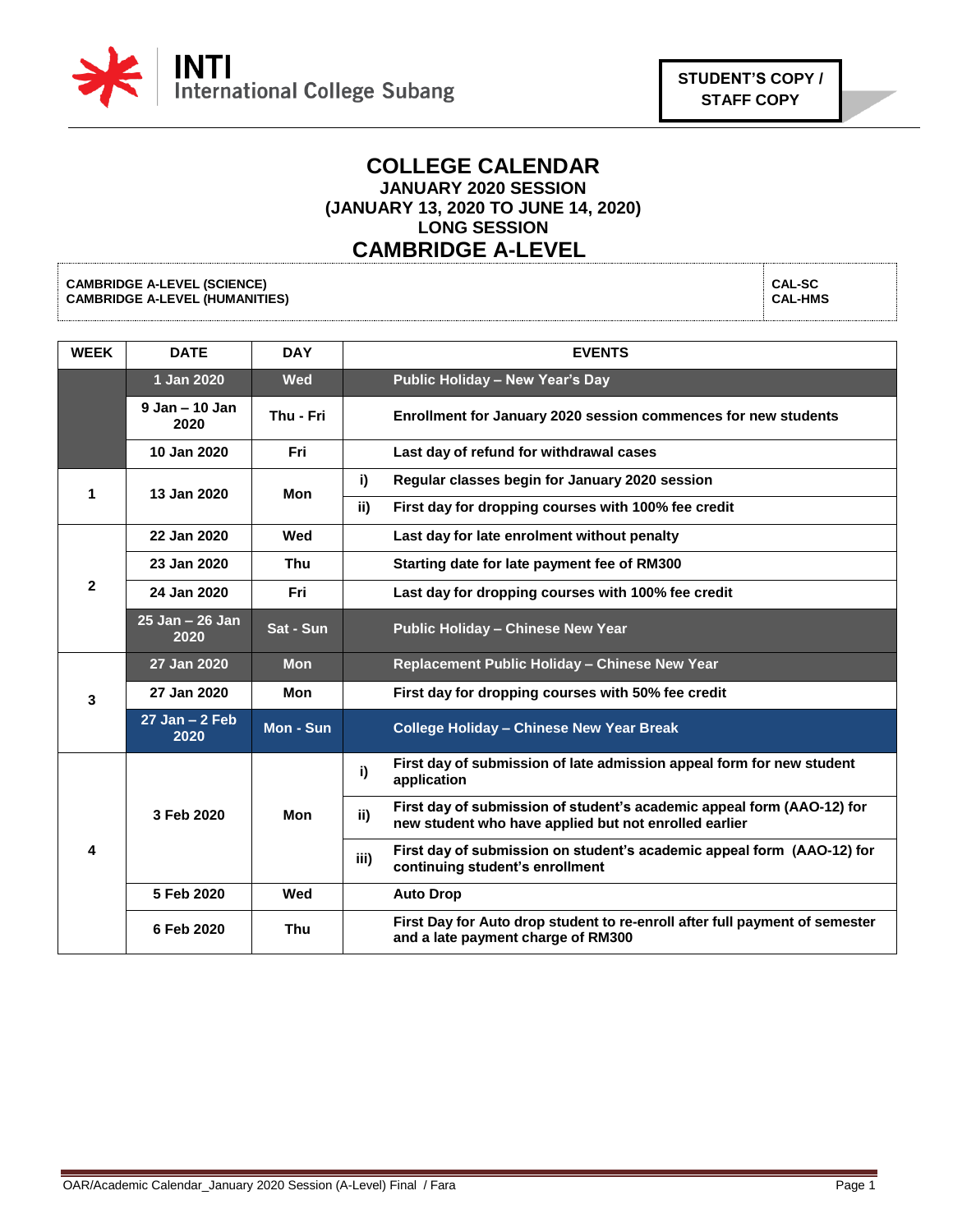INTI International College Subang

**STUDENT'S COPY / STAFF COPY**

# COLLEGE CALENDAR

## JANUARY 2020 SESSION
## (JANUARY 13, 2020 TO JUNE 14, 2020)
## LONG SESSION
# CAMBRIDGE A-LEVEL

| | |
|---|---|
| **CAMBRIDGE A-LEVEL (SCIENCE)**<br>**CAMBRIDGE A-LEVEL (HUMANITIES)** | **CAL-SC**<br>**CAL-HMS** |

| WEEK | DATE | DAY | | EVENTS |
|---|---|---|---|---|
| | 1 Jan 2020 | Wed | | Public Holiday – New Year's Day |
| | 9 Jan – 10 Jan 2020 | Thu - Fri | | Enrollment for January 2020 session commences for new students |
| | 10 Jan 2020 | Fri | | Last day of refund for withdrawal cases |
| 1 | 13 Jan 2020 | Mon | i) | Regular classes begin for January 2020 session |
| | | | ii) | First day for dropping courses with 100% fee credit |
| 2 | 22 Jan 2020 | Wed | | Last day for late enrolment without penalty |
| | 23 Jan 2020 | Thu | | Starting date for late payment fee of RM300 |
| | 24 Jan 2020 | Fri | | Last day for dropping courses with 100% fee credit |
| | 25 Jan – 26 Jan 2020 | Sat - Sun | | Public Holiday – Chinese New Year |
| 3 | 27 Jan 2020 | Mon | | Replacement Public Holiday – Chinese New Year |
| | 27 Jan 2020 | Mon | | First day for dropping courses with 50% fee credit |
| | 27 Jan – 2 Feb 2020 | Mon - Sun | | College Holiday – Chinese New Year Break |
| 4 | 3 Feb 2020 | Mon | i) | First day of submission of late admission appeal form for new student application |
| | | | ii) | First day of submission of student's academic appeal form (AAO-12) for new student who have applied but not enrolled earlier |
| | | | iii) | First day of submission on student's academic appeal form (AAO-12) for continuing student's enrollment |
| | 5 Feb 2020 | Wed | | Auto Drop |
| | 6 Feb 2020 | Thu | | First Day for Auto drop student to re-enroll after full payment of semester and a late payment charge of RM300 |

OAR/Academic Calendar_January 2020 Session (A-Level) Final / Fara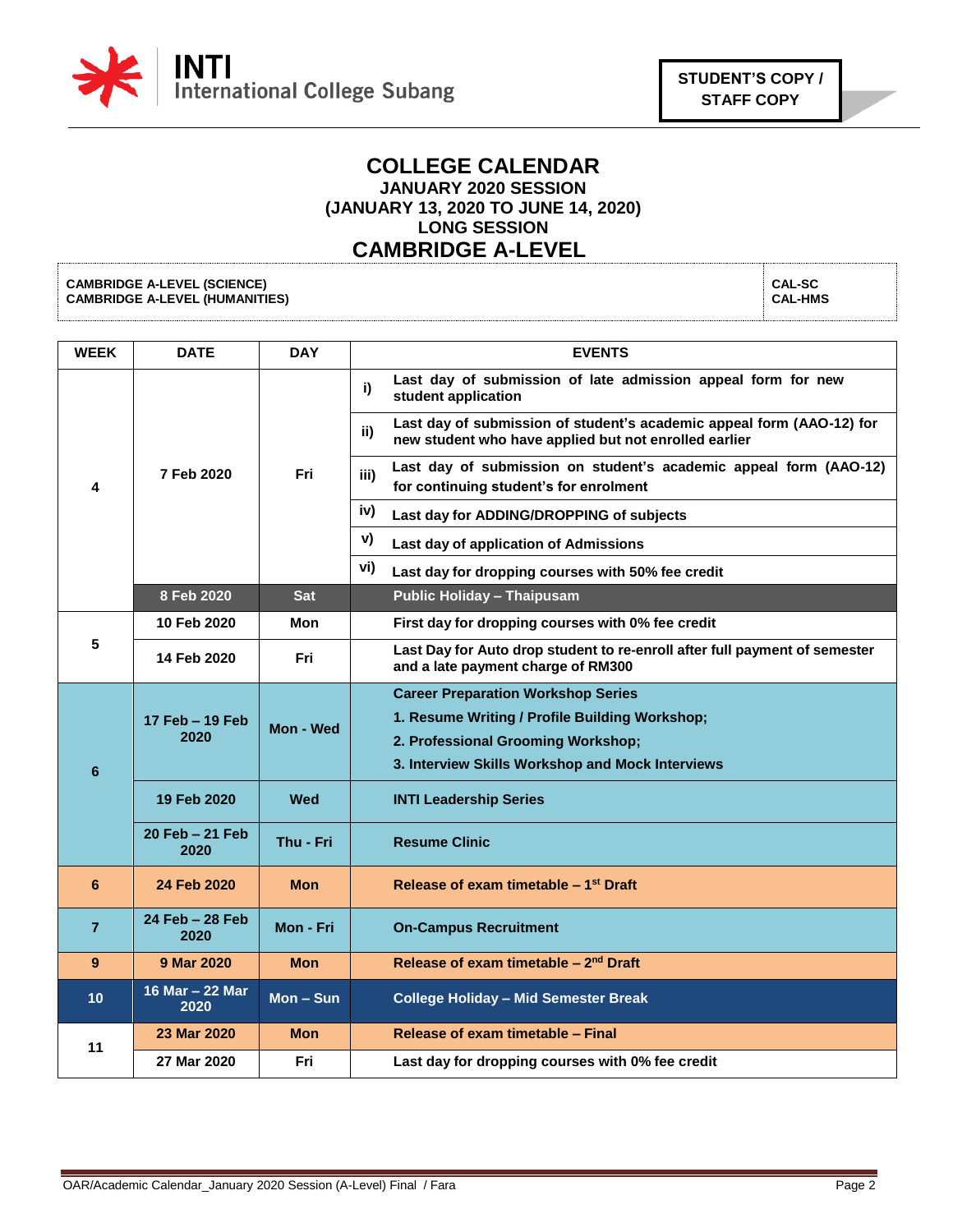STUDENT'S COPY / STAFF COPY

# COLLEGE CALENDAR
## JANUARY 2020 SESSION
## (JANUARY 13, 2020 TO JUNE 14, 2020)
## LONG SESSION
# CAMBRIDGE A-LEVEL

| | |
|---|---|
| **CAMBRIDGE A-LEVEL (SCIENCE)**<br>**CAMBRIDGE A-LEVEL (HUMANITIES)** | **CAL-SC**<br>**CAL-HMS** |

| WEEK | DATE | DAY | | EVENTS |
|---|---|---|---|---|
| 4 | 7 Feb 2020 | Fri | i) | Last day of submission of late admission appeal form for new student application |
| | | | ii) | Last day of submission of student's academic appeal form (AAO-12) for new student who have applied but not enrolled earlier |
| | | | iii) | Last day of submission on student's academic appeal form (AAO-12) for continuing student's for enrolment |
| | | | iv) | Last day for ADDING/DROPPING of subjects |
| | | | v) | Last day of application of Admissions |
| | | | vi) | Last day for dropping courses with 50% fee credit |
| | 8 Feb 2020 | Sat | | Public Holiday – Thaipusam |
| 5 | 10 Feb 2020 | Mon | | First day for dropping courses with 0% fee credit |
| | 14 Feb 2020 | Fri | | Last Day for Auto drop student to re-enroll after full payment of semester and a late payment charge of RM300 |
| 6 | 17 Feb – 19 Feb 2020 | Mon - Wed | | Career Preparation Workshop Series<br>1. Resume Writing / Profile Building Workshop;<br>2. Professional Grooming Workshop;<br>3. Interview Skills Workshop and Mock Interviews |
| | 19 Feb 2020 | Wed | | INTI Leadership Series |
| | 20 Feb – 21 Feb 2020 | Thu - Fri | | Resume Clinic |
| 6 | 24 Feb 2020 | Mon | | Release of exam timetable – 1st Draft |
| 7 | 24 Feb – 28 Feb 2020 | Mon - Fri | | On-Campus Recruitment |
| 9 | 9 Mar 2020 | Mon | | Release of exam timetable – 2nd Draft |
| 10 | 16 Mar – 22 Mar 2020 | Mon – Sun | | College Holiday – Mid Semester Break |
| 11 | 23 Mar 2020 | Mon | | Release of exam timetable – Final |
| | 27 Mar 2020 | Fri | | Last day for dropping courses with 0% fee credit |

OAR/Academic Calendar_January 2020 Session (A-Level) Final / Fara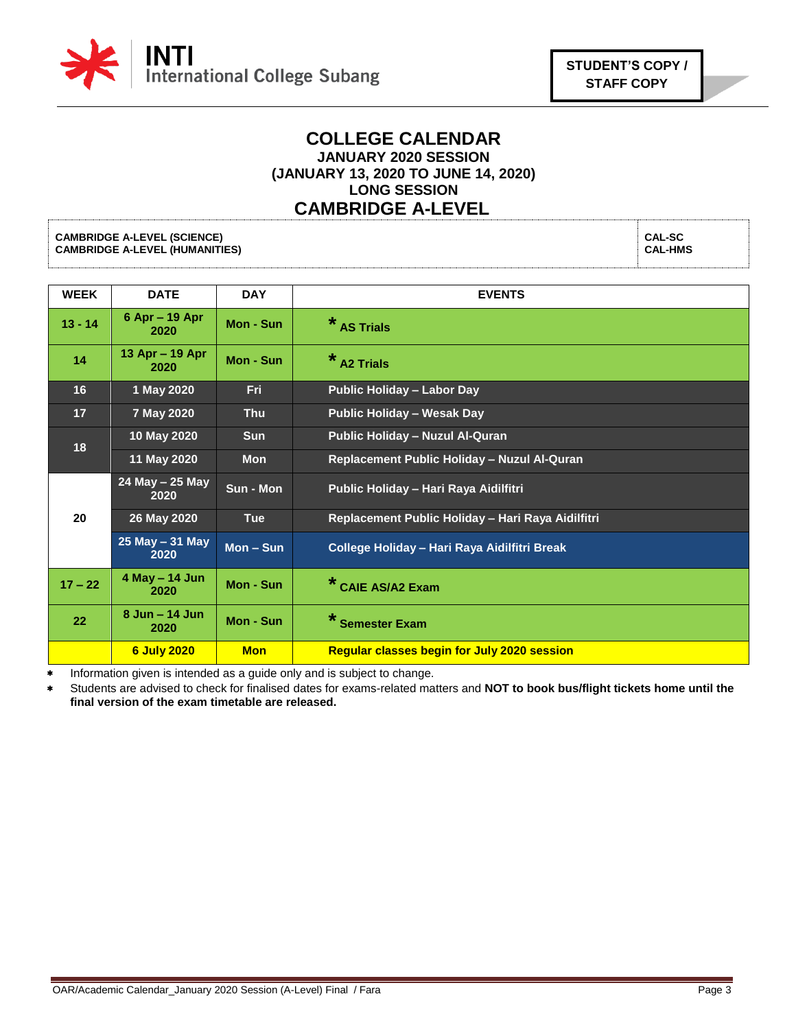INTI International College Subang

**STUDENT'S COPY / STAFF COPY**

# COLLEGE CALENDAR

## JANUARY 2020 SESSION
## (JANUARY 13, 2020 TO JUNE 14, 2020)
## LONG SESSION
# CAMBRIDGE A-LEVEL

| | |
|---|---|
| **CAMBRIDGE A-LEVEL (SCIENCE)**<br>**CAMBRIDGE A-LEVEL (HUMANITIES)** | **CAL-SC**<br>**CAL-HMS** |

| WEEK | DATE | DAY | EVENTS |
|---|---|---|---|
| 13 - 14 | 6 Apr – 19 Apr 2020 | Mon - Sun | * AS Trials |
| 14 | 13 Apr – 19 Apr 2020 | Mon - Sun | * A2 Trials |
| 16 | 1 May 2020 | Fri | Public Holiday – Labor Day |
| 17 | 7 May 2020 | Thu | Public Holiday – Wesak Day |
| 18 | 10 May 2020 | Sun | Public Holiday – Nuzul Al-Quran |
| | 11 May 2020 | Mon | Replacement Public Holiday – Nuzul Al-Quran |
| 20 | 24 May – 25 May 2020 | Sun - Mon | Public Holiday – Hari Raya Aidilfitri |
| | 26 May 2020 | Tue | Replacement Public Holiday – Hari Raya Aidilfitri |
| | 25 May – 31 May 2020 | Mon – Sun | College Holiday – Hari Raya Aidilfitri Break |
| 17 – 22 | 4 May – 14 Jun 2020 | Mon - Sun | * CAIE AS/A2 Exam |
| 22 | 8 Jun – 14 Jun 2020 | Mon - Sun | * Semester Exam |
| | 6 July 2020 | Mon | Regular classes begin for July 2020 session |

- * Information given is intended as a guide only and is subject to change.
- * Students are advised to check for finalised dates for exams-related matters and **NOT to book bus/flight tickets home until the final version of the exam timetable are released.**

OAR/Academic Calendar_January 2020 Session (A-Level) Final / Fara